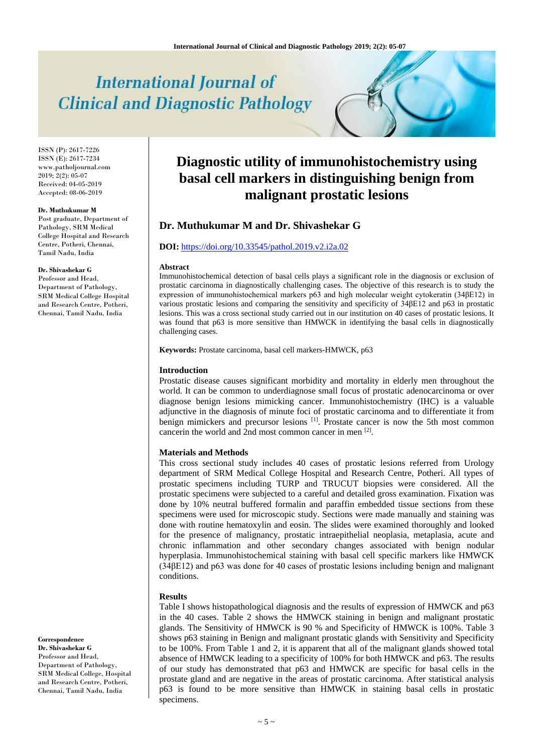# Diagnostic utility of immunohistochemistry using basal cell markers in distinguishing benign from malignant prostatic lesions

**Dr. Muthukumar M and Dr. Shivashekar G**

**DOI:** https://doi.org/10.33545/pathol.2019.v2.i2a.02

ISSN (P): 2617-7226
ISSN (E): 2617-7234
www.patholjournal.com
2019; 2(2): 05-07
Received: 04-05-2019
Accepted: 08-06-2019

**Dr. Muthukumar M**
Post graduate, Department of Pathology, SRM Medical College Hospital and Research Centre, Potheri, Chennai, Tamil Nadu, India

**Dr. Shivashekar G**
Professor and Head, Department of Pathology, SRM Medical College Hospital and Research Centre, Potheri, Chennai, Tamil Nadu, India

**Correspondence**
**Dr. Shivashekar G**
Professor and Head, Department of Pathology, SRM Medical College, Hospital and Research Centre, Potheri, Chennai, Tamil Nadu, India

### Abstract

Immunohistochemical detection of basal cells plays a significant role in the diagnosis or exclusion of prostatic carcinoma in diagnostically challenging cases. The objective of this research is to study the expression of immunohistochemical markers p63 and high molecular weight cytokeratin (34βE12) in various prostatic lesions and comparing the sensitivity and specificity of 34βE12 and p63 in prostatic lesions. This was a cross sectional study carried out in our institution on 40 cases of prostatic lesions. It was found that p63 is more sensitive than HMWCK in identifying the basal cells in diagnostically challenging cases.

**Keywords:** Prostate carcinoma, basal cell markers-HMWCK, p63

### Introduction

Prostatic disease causes significant morbidity and mortality in elderly men throughout the world. It can be common to underdiagnose small focus of prostatic adenocarcinoma or over diagnose benign lesions mimicking cancer. Immunohistochemistry (IHC) is a valuable adjunctive in the diagnosis of minute foci of prostatic carcinoma and to differentiate it from benign mimickers and precursor lesions [1]. Prostate cancer is now the 5th most common cancerin the world and 2nd most common cancer in men [2].

### Materials and Methods

This cross sectional study includes 40 cases of prostatic lesions referred from Urology department of SRM Medical College Hospital and Research Centre, Potheri. All types of prostatic specimens including TURP and TRUCUT biopsies were considered. All the prostatic specimens were subjected to a careful and detailed gross examination. Fixation was done by 10% neutral buffered formalin and paraffin embedded tissue sections from these specimens were used for microscopic study. Sections were made manually and staining was done with routine hematoxylin and eosin. The slides were examined thoroughly and looked for the presence of malignancy, prostatic intraepithelial neoplasia, metaplasia, acute and chronic inflammation and other secondary changes associated with benign nodular hyperplasia. Immunohistochemical staining with basal cell specific markers like HMWCK (34βE12) and p63 was done for 40 cases of prostatic lesions including benign and malignant conditions.

### Results

Table I shows histopathological diagnosis and the results of expression of HMWCK and p63 in the 40 cases. Table 2 shows the HMWCK staining in benign and malignant prostatic glands. The Sensitivity of HMWCK is 90 % and Specificity of HMWCK is 100%. Table 3 shows p63 staining in Benign and malignant prostatic glands with Sensitivity and Specificity to be 100%. From Table 1 and 2, it is apparent that all of the malignant glands showed total absence of HMWCK leading to a specificity of 100% for both HMWCK and p63. The results of our study has demonstrated that p63 and HMWCK are specific for basal cells in the prostate gland and are negative in the areas of prostatic carcinoma. After statistical analysis p63 is found to be more sensitive than HMWCK in staining basal cells in prostatic specimens.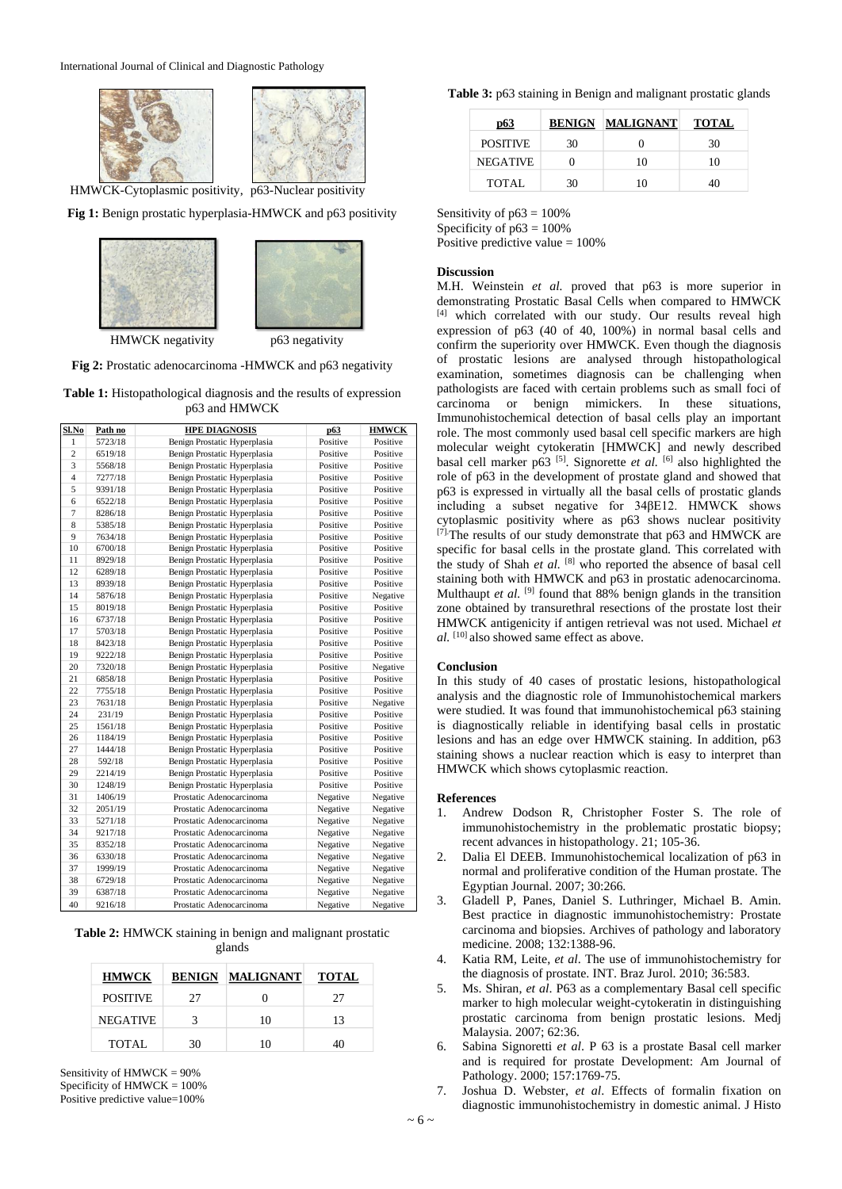HMWCK-Cytoplasmic positivity, p63-Nuclear positivity

**Fig 1:** Benign prostatic hyperplasia-HMWCK and p63 positivity

HMWCK negativity p63 negativity

**Fig 2:** Prostatic adenocarcinoma -HMWCK and p63 negativity

**Table 1:** Histopathological diagnosis and the results of expression p63 and HMWCK

| Sl.No | Path no | HPE DIAGNOSIS | p63 | HMWCK |
|---|---|---|---|---|
| 1 | 5723/18 | Benign Prostatic Hyperplasia | Positive | Positive |
| 2 | 6519/18 | Benign Prostatic Hyperplasia | Positive | Positive |
| 3 | 5568/18 | Benign Prostatic Hyperplasia | Positive | Positive |
| 4 | 7277/18 | Benign Prostatic Hyperplasia | Positive | Positive |
| 5 | 9391/18 | Benign Prostatic Hyperplasia | Positive | Positive |
| 6 | 6522/18 | Benign Prostatic Hyperplasia | Positive | Positive |
| 7 | 8286/18 | Benign Prostatic Hyperplasia | Positive | Positive |
| 8 | 5385/18 | Benign Prostatic Hyperplasia | Positive | Positive |
| 9 | 7634/18 | Benign Prostatic Hyperplasia | Positive | Positive |
| 10 | 6700/18 | Benign Prostatic Hyperplasia | Positive | Positive |
| 11 | 8929/18 | Benign Prostatic Hyperplasia | Positive | Positive |
| 12 | 6289/18 | Benign Prostatic Hyperplasia | Positive | Positive |
| 13 | 8939/18 | Benign Prostatic Hyperplasia | Positive | Positive |
| 14 | 5876/18 | Benign Prostatic Hyperplasia | Positive | Negative |
| 15 | 8019/18 | Benign Prostatic Hyperplasia | Positive | Positive |
| 16 | 6737/18 | Benign Prostatic Hyperplasia | Positive | Positive |
| 17 | 5703/18 | Benign Prostatic Hyperplasia | Positive | Positive |
| 18 | 8423/18 | Benign Prostatic Hyperplasia | Positive | Positive |
| 19 | 9222/18 | Benign Prostatic Hyperplasia | Positive | Positive |
| 20 | 7320/18 | Benign Prostatic Hyperplasia | Positive | Negative |
| 21 | 6858/18 | Benign Prostatic Hyperplasia | Positive | Positive |
| 22 | 7755/18 | Benign Prostatic Hyperplasia | Positive | Positive |
| 23 | 7631/18 | Benign Prostatic Hyperplasia | Positive | Negative |
| 24 | 231/19 | Benign Prostatic Hyperplasia | Positive | Positive |
| 25 | 1561/18 | Benign Prostatic Hyperplasia | Positive | Positive |
| 26 | 1184/19 | Benign Prostatic Hyperplasia | Positive | Positive |
| 27 | 1444/18 | Benign Prostatic Hyperplasia | Positive | Positive |
| 28 | 592/18 | Benign Prostatic Hyperplasia | Positive | Positive |
| 29 | 2214/19 | Benign Prostatic Hyperplasia | Positive | Positive |
| 30 | 1248/19 | Benign Prostatic Hyperplasia | Positive | Positive |
| 31 | 1406/19 | Prostatic Adenocarcinoma | Negative | Negative |
| 32 | 2051/19 | Prostatic Adenocarcinoma | Negative | Negative |
| 33 | 5271/18 | Prostatic Adenocarcinoma | Negative | Negative |
| 34 | 9217/18 | Prostatic Adenocarcinoma | Negative | Negative |
| 35 | 8352/18 | Prostatic Adenocarcinoma | Negative | Negative |
| 36 | 6330/18 | Prostatic Adenocarcinoma | Negative | Negative |
| 37 | 1999/19 | Prostatic Adenocarcinoma | Negative | Negative |
| 38 | 6729/18 | Prostatic Adenocarcinoma | Negative | Negative |
| 39 | 6387/18 | Prostatic Adenocarcinoma | Negative | Negative |
| 40 | 9216/18 | Prostatic Adenocarcinoma | Negative | Negative |

**Table 2:** HMWCK staining in benign and malignant prostatic glands

| HMWCK | BENIGN | MALIGNANT | TOTAL |
|---|---|---|---|
| POSITIVE | 27 | 0 | 27 |
| NEGATIVE | 3 | 10 | 13 |
| TOTAL | 30 | 10 | 40 |

Sensitivity of HMWCK = 90%
Specificity of HMWCK = 100%
Positive predictive value=100%

**Table 3:** p63 staining in Benign and malignant prostatic glands

| p63 | BENIGN | MALIGNANT | TOTAL |
|---|---|---|---|
| POSITIVE | 30 | 0 | 30 |
| NEGATIVE | 0 | 10 | 10 |
| TOTAL | 30 | 10 | 40 |

Sensitivity of p63 = 100%
Specificity of p63 = 100%
Positive predictive value = 100%

### Discussion

M.H. Weinstein *et al.* proved that p63 is more superior in demonstrating Prostatic Basal Cells when compared to HMWCK [4] which correlated with our study. Our results reveal high expression of p63 (40 of 40, 100%) in normal basal cells and confirm the superiority over HMWCK. Even though the diagnosis of prostatic lesions are analysed through histopathological examination, sometimes diagnosis can be challenging when pathologists are faced with certain problems such as small foci of carcinoma or benign mimickers. In these situations, Immunohistochemical detection of basal cells play an important role. The most commonly used basal cell specific markers are high molecular weight cytokeratin [HMWCK] and newly described basal cell marker p63 [5]. Signorette *et al.* [6] also highlighted the role of p63 in the development of prostate gland and showed that p63 is expressed in virtually all the basal cells of prostatic glands including a subset negative for 34βE12. HMWCK shows cytoplasmic positivity where as p63 shows nuclear positivity [7]. The results of our study demonstrate that p63 and HMWCK are specific for basal cells in the prostate gland. This correlated with the study of Shah *et al.* [8] who reported the absence of basal cell staining both with HMWCK and p63 in prostatic adenocarcinoma. Multhaupt *et al.* [9] found that 88% benign glands in the transition zone obtained by transurethral resections of the prostate lost their HMWCK antigenicity if antigen retrieval was not used. Michael *et al.* [10] also showed same effect as above.

### Conclusion

In this study of 40 cases of prostatic lesions, histopathological analysis and the diagnostic role of Immunohistochemical markers were studied. It was found that immunohistochemical p63 staining is diagnostically reliable in identifying basal cells in prostatic lesions and has an edge over HMWCK staining. In addition, p63 staining shows a nuclear reaction which is easy to interpret than HMWCK which shows cytoplasmic reaction.

### References

1. Andrew Dodson R, Christopher Foster S. The role of immunohistochemistry in the problematic prostatic biopsy; recent advances in histopathology. 21; 105-36.
2. Dalia El DEEB. Immunohistochemical localization of p63 in normal and proliferative condition of the Human prostate. The Egyptian Journal. 2007; 30:266.
3. Gladell P, Panes, Daniel S. Luthringer, Michael B. Amin. Best practice in diagnostic immunohistochemistry: Prostate carcinoma and biopsies. Archives of pathology and laboratory medicine. 2008; 132:1388-96.
4. Katia RM, Leite, *et al*. The use of immunohistochemistry for the diagnosis of prostate. INT. Braz Jurol. 2010; 36:583.
5. Ms. Shiran, *et al*. P63 as a complementary Basal cell specific marker to high molecular weight-cytokeratin in distinguishing prostatic carcinoma from benign prostatic lesions. Medj Malaysia. 2007; 62:36.
6. Sabina Signoretti *et al*. P 63 is a prostate Basal cell marker and is required for prostate Development: Am Journal of Pathology. 2000; 157:1769-75.
7. Joshua D. Webster, *et al*. Effects of formalin fixation on diagnostic immunohistochemistry in domestic animal. J Histo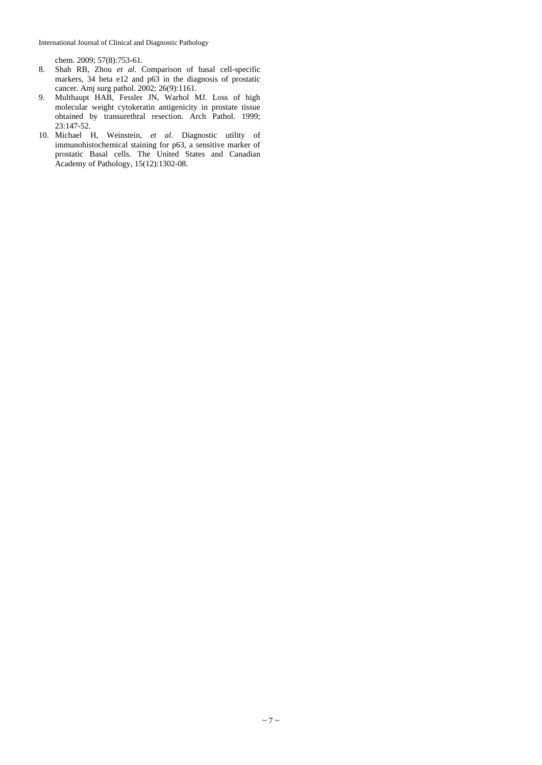chem. 2009; 57(8):753-61.

8. Shah RB, Zhou *et al*. Comparison of basal cell-specific markers, 34 beta e12 and p63 in the diagnosis of prostatic cancer. Amj surg pathol. 2002; 26(9):1161.
9. Multhaupt HAB, Fessler JN, Warhol MJ. Loss of high molecular weight cytokeratin antigenicity in prostate tissue obtained by transurethral resection. Arch Pathol. 1999; 23:147-52.
10. Michael H, Weinstein, *et al*. Diagnostic utility of immunohistochemical staining for p63, a sensitive marker of prostatic Basal cells. The United States and Canadian Academy of Pathology, 15(12):1302-08.